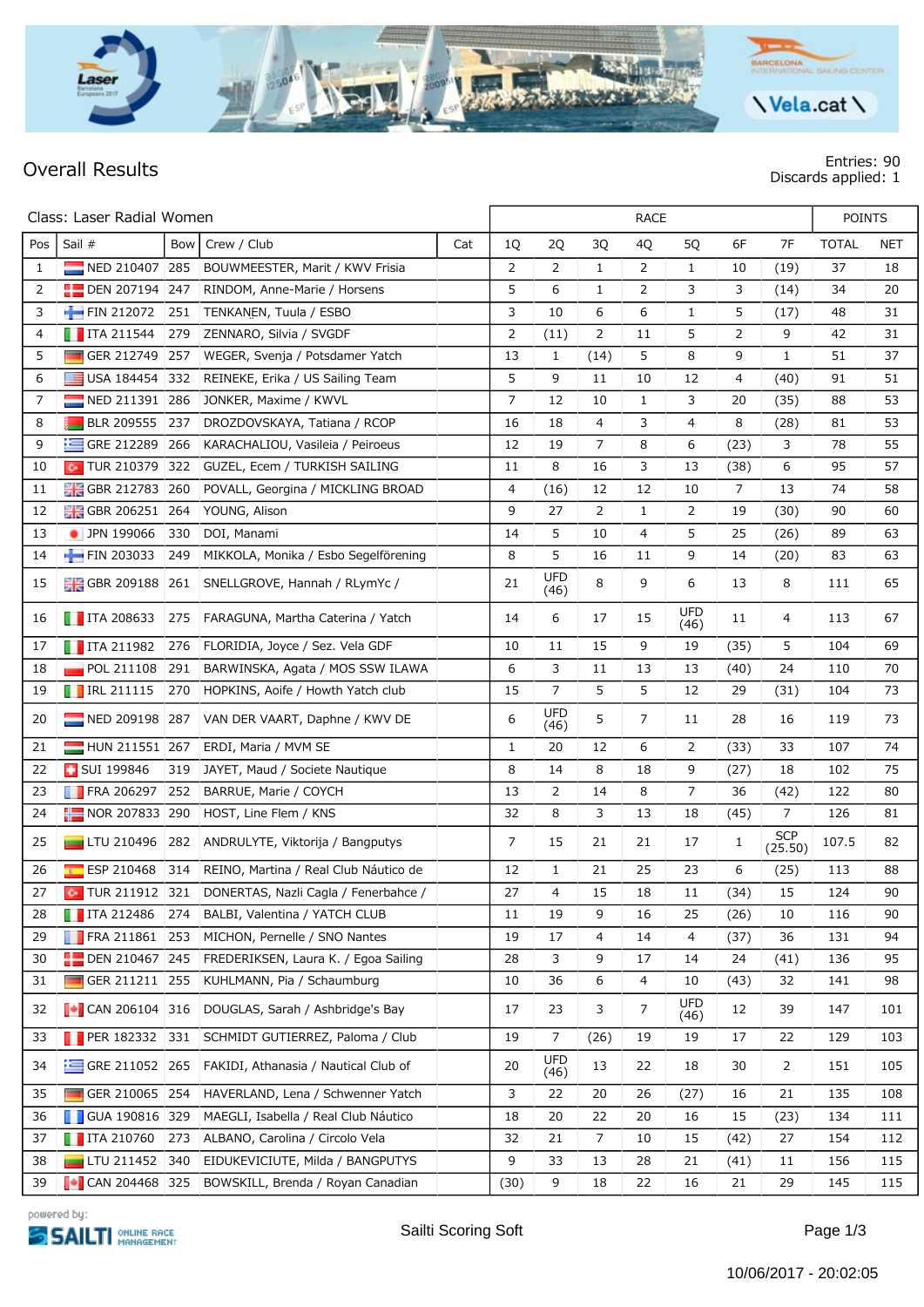## Overall Results

Entries: 90
Discards applied: 1

| Class: Laser Radial Women | | | | | RACE | | | | | | | POINTS | |
|---|---|---|---|---|---|---|---|---|---|---|---|---|---|
| Pos | Sail # | Bow | Crew / Club | Cat | 1Q | 2Q | 3Q | 4Q | 5Q | 6F | 7F | TOTAL | NET |
| 1 | NED 210407 | 285 | BOUWMEESTER, Marit / KWV Frisia | | 2 | 2 | 1 | 2 | 1 | 10 | (19) | 37 | 18 |
| 2 | DEN 207194 | 247 | RINDOM, Anne-Marie / Horsens | | 5 | 6 | 1 | 2 | 3 | 3 | (14) | 34 | 20 |
| 3 | FIN 212072 | 251 | TENKANEN, Tuula / ESBO | | 3 | 10 | 6 | 6 | 1 | 5 | (17) | 48 | 31 |
| 4 | ITA 211544 | 279 | ZENNARO, Silvia / SVGDF | | 2 | (11) | 2 | 11 | 5 | 2 | 9 | 42 | 31 |
| 5 | GER 212749 | 257 | WEGER, Svenja / Potsdamer Yatch | | 13 | 1 | (14) | 5 | 8 | 9 | 1 | 51 | 37 |
| 6 | USA 184454 | 332 | REINEKE, Erika / US Sailing Team | | 5 | 9 | 11 | 10 | 12 | 4 | (40) | 91 | 51 |
| 7 | NED 211391 | 286 | JONKER, Maxime / KWVL | | 7 | 12 | 10 | 1 | 3 | 20 | (35) | 88 | 53 |
| 8 | BLR 209555 | 237 | DROZDOVSKAYA, Tatiana / RCOP | | 16 | 18 | 4 | 3 | 4 | 8 | (28) | 81 | 53 |
| 9 | GRE 212289 | 266 | KARACHALIOU, Vasileia / Peiroeus | | 12 | 19 | 7 | 8 | 6 | (23) | 3 | 78 | 55 |
| 10 | TUR 210379 | 322 | GUZEL, Ecem / TURKISH SAILING | | 11 | 8 | 16 | 3 | 13 | (38) | 6 | 95 | 57 |
| 11 | GBR 212783 | 260 | POVALL, Georgina / MICKLING BROAD | | 4 | (16) | 12 | 12 | 10 | 7 | 13 | 74 | 58 |
| 12 | GBR 206251 | 264 | YOUNG, Alison | | 9 | 27 | 2 | 1 | 2 | 19 | (30) | 90 | 60 |
| 13 | JPN 199066 | 330 | DOI, Manami | | 14 | 5 | 10 | 4 | 5 | 25 | (26) | 89 | 63 |
| 14 | FIN 203033 | 249 | MIKKOLA, Monika / Esbo Segelförening | | 8 | 5 | 16 | 11 | 9 | 14 | (20) | 83 | 63 |
| 15 | GBR 209188 | 261 | SNELLGROVE, Hannah / RLymYc / | | 21 | UFD (46) | 8 | 9 | 6 | 13 | 8 | 111 | 65 |
| 16 | ITA 208633 | 275 | FARAGUNA, Martha Caterina / Yatch | | 14 | 6 | 17 | 15 | UFD (46) | 11 | 4 | 113 | 67 |
| 17 | ITA 211982 | 276 | FLORIDIA, Joyce / Sez. Vela GDF | | 10 | 11 | 15 | 9 | 19 | (35) | 5 | 104 | 69 |
| 18 | POL 211108 | 291 | BARWINSKA, Agata / MOS SSW ILAWA | | 6 | 3 | 11 | 13 | 13 | (40) | 24 | 110 | 70 |
| 19 | IRL 211115 | 270 | HOPKINS, Aoife / Howth Yatch club | | 15 | 7 | 5 | 5 | 12 | 29 | (31) | 104 | 73 |
| 20 | NED 209198 | 287 | VAN DER VAART, Daphne / KWV DE | | 6 | UFD (46) | 5 | 7 | 11 | 28 | 16 | 119 | 73 |
| 21 | HUN 211551 | 267 | ERDI, Maria / MVM SE | | 1 | 20 | 12 | 6 | 2 | (33) | 33 | 107 | 74 |
| 22 | SUI 199846 | 319 | JAYET, Maud / Societe Nautique | | 8 | 14 | 8 | 18 | 9 | (27) | 18 | 102 | 75 |
| 23 | FRA 206297 | 252 | BARRUE, Marie / COYCH | | 13 | 2 | 14 | 8 | 7 | 36 | (42) | 122 | 80 |
| 24 | NOR 207833 | 290 | HOST, Line Flem / KNS | | 32 | 8 | 3 | 13 | 18 | (45) | 7 | 126 | 81 |
| 25 | LTU 210496 | 282 | ANDRULYTE, Viktorija / Bangputys | | 7 | 15 | 21 | 21 | 17 | 1 | SCP (25.50) | 107.5 | 82 |
| 26 | ESP 210468 | 314 | REINO, Martina / Real Club Náutico de | | 12 | 1 | 21 | 25 | 23 | 6 | (25) | 113 | 88 |
| 27 | TUR 211912 | 321 | DONERTAS, Nazli Cagla / Fenerbahce / | | 27 | 4 | 15 | 18 | 11 | (34) | 15 | 124 | 90 |
| 28 | ITA 212486 | 274 | BALBI, Valentina / YATCH CLUB | | 11 | 19 | 9 | 16 | 25 | (26) | 10 | 116 | 90 |
| 29 | FRA 211861 | 253 | MICHON, Pernelle / SNO Nantes | | 19 | 17 | 4 | 14 | 4 | (37) | 36 | 131 | 94 |
| 30 | DEN 210467 | 245 | FREDERIKSEN, Laura K. / Egoa Sailing | | 28 | 3 | 9 | 17 | 14 | 24 | (41) | 136 | 95 |
| 31 | GER 211211 | 255 | KUHLMANN, Pia / Schaumburg | | 10 | 36 | 6 | 4 | 10 | (43) | 32 | 141 | 98 |
| 32 | CAN 206104 | 316 | DOUGLAS, Sarah / Ashbridge's Bay | | 17 | 23 | 3 | 7 | UFD (46) | 12 | 39 | 147 | 101 |
| 33 | PER 182332 | 331 | SCHMIDT GUTIERREZ, Paloma / Club | | 19 | 7 | (26) | 19 | 19 | 17 | 22 | 129 | 103 |
| 34 | GRE 211052 | 265 | FAKIDI, Athanasia / Nautical Club of | | 20 | UFD (46) | 13 | 22 | 18 | 30 | 2 | 151 | 105 |
| 35 | GER 210065 | 254 | HAVERLAND, Lena / Schwenner Yatch | | 3 | 22 | 20 | 26 | (27) | 16 | 21 | 135 | 108 |
| 36 | GUA 190816 | 329 | MAEGLI, Isabella / Real Club Náutico | | 18 | 20 | 22 | 20 | 16 | 15 | (23) | 134 | 111 |
| 37 | ITA 210760 | 273 | ALBANO, Carolina / Circolo Vela | | 32 | 21 | 7 | 10 | 15 | (42) | 27 | 154 | 112 |
| 38 | LTU 211452 | 340 | EIDUKEVICIUTE, Milda / BANGPUTYS | | 9 | 33 | 13 | 28 | 21 | (41) | 11 | 156 | 115 |
| 39 | CAN 204468 | 325 | BOWSKILL, Brenda / Royan Canadian | | (30) | 9 | 18 | 22 | 16 | 21 | 29 | 145 | 115 |

powered by: SAILTI Online Race Management

Sailti Scoring Soft

10/06/2017 - 20:02:05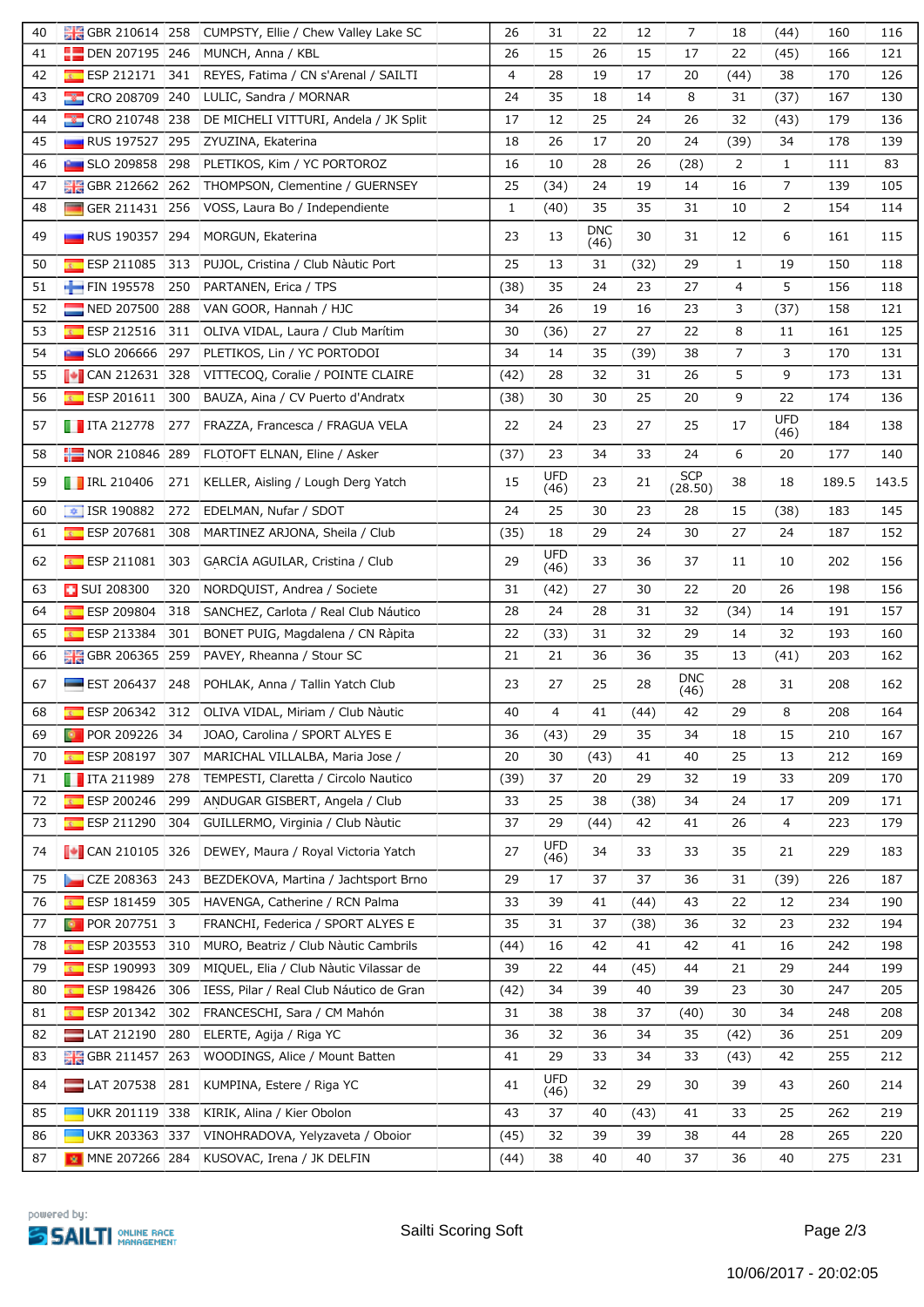| | | | | | | | | | | | | |
|---|---|---|---|---|---|---|---|---|---|---|---|---|
| 40 | GBR 210614 | 258 | CUMPSTY, Ellie / Chew Valley Lake SC | 26 | 31 | 22 | 12 | 7 | 18 | (44) | 160 | 116 |
| 41 | DEN 207195 | 246 | MUNCH, Anna / KBL | 26 | 15 | 26 | 15 | 17 | 22 | (45) | 166 | 121 |
| 42 | ESP 212171 | 341 | REYES, Fatima / CN s'Arenal / SAILTI | 4 | 28 | 19 | 17 | 20 | (44) | 38 | 170 | 126 |
| 43 | CRO 208709 | 240 | LULIC, Sandra / MORNAR | 24 | 35 | 18 | 14 | 8 | 31 | (37) | 167 | 130 |
| 44 | CRO 210748 | 238 | DE MICHELI VITTURI, Andela / JK Split | 17 | 12 | 25 | 24 | 26 | 32 | (43) | 179 | 136 |
| 45 | RUS 197527 | 295 | ZYUZINA, Ekaterina | 18 | 26 | 17 | 20 | 24 | (39) | 34 | 178 | 139 |
| 46 | SLO 209858 | 298 | PLETIKOS, Kim / YC PORTOROZ | 16 | 10 | 28 | 26 | (28) | 2 | 1 | 111 | 83 |
| 47 | GBR 212662 | 262 | THOMPSON, Clementine / GUERNSEY | 25 | (34) | 24 | 19 | 14 | 16 | 7 | 139 | 105 |
| 48 | GER 211431 | 256 | VOSS, Laura Bo / Independiente | 1 | (40) | 35 | 35 | 31 | 10 | 2 | 154 | 114 |
| 49 | RUS 190357 | 294 | MORGUN, Ekaterina | 23 | 13 | DNC (46) | 30 | 31 | 12 | 6 | 161 | 115 |
| 50 | ESP 211085 | 313 | PUJOL, Cristina / Club Nàutic Port | 25 | 13 | 31 | (32) | 29 | 1 | 19 | 150 | 118 |
| 51 | FIN 195578 | 250 | PARTANEN, Erica / TPS | (38) | 35 | 24 | 23 | 27 | 4 | 5 | 156 | 118 |
| 52 | NED 207500 | 288 | VAN GOOR, Hannah / HJC | 34 | 26 | 19 | 16 | 23 | 3 | (37) | 158 | 121 |
| 53 | ESP 212516 | 311 | OLIVA VIDAL, Laura / Club Marítim | 30 | (36) | 27 | 27 | 22 | 8 | 11 | 161 | 125 |
| 54 | SLO 206666 | 297 | PLETIKOS, Lin / YC PORTODOI | 34 | 14 | 35 | (39) | 38 | 7 | 3 | 170 | 131 |
| 55 | CAN 212631 | 328 | VITTECOQ, Coralie / POINTE CLAIRE | (42) | 28 | 32 | 31 | 26 | 5 | 9 | 173 | 131 |
| 56 | ESP 201611 | 300 | BAUZA, Aina / CV Puerto d'Andratx | (38) | 30 | 30 | 25 | 20 | 9 | 22 | 174 | 136 |
| 57 | ITA 212778 | 277 | FRAZZA, Francesca / FRAGUA VELA | 22 | 24 | 23 | 27 | 25 | 17 | UFD (46) | 184 | 138 |
| 58 | NOR 210846 | 289 | FLOTOFT ELNAN, Eline / Asker | (37) | 23 | 34 | 33 | 24 | 6 | 20 | 177 | 140 |
| 59 | IRL 210406 | 271 | KELLER, Aisling / Lough Derg Yatch | 15 | UFD (46) | 23 | 21 | SCP (28.50) | 38 | 18 | 189.5 | 143.5 |
| 60 | ISR 190882 | 272 | EDELMAN, Nufar / SDOT | 24 | 25 | 30 | 23 | 28 | 15 | (38) | 183 | 145 |
| 61 | ESP 207681 | 308 | MARTINEZ ARJONA, Sheila / Club | (35) | 18 | 29 | 24 | 30 | 27 | 24 | 187 | 152 |
| 62 | ESP 211081 | 303 | GARCÍA AGUILAR, Cristina / Club | 29 | UFD (46) | 33 | 36 | 37 | 11 | 10 | 202 | 156 |
| 63 | SUI 208300 | 320 | NORDQUIST, Andrea / Societe | 31 | (42) | 27 | 30 | 22 | 20 | 26 | 198 | 156 |
| 64 | ESP 209804 | 318 | SANCHEZ, Carlota / Real Club Náutico | 28 | 24 | 28 | 31 | 32 | (34) | 14 | 191 | 157 |
| 65 | ESP 213384 | 301 | BONET PUIG, Magdalena / CN Ràpita | 22 | (33) | 31 | 32 | 29 | 14 | 32 | 193 | 160 |
| 66 | GBR 206365 | 259 | PAVEY, Rheanna / Stour SC | 21 | 21 | 36 | 36 | 35 | 13 | (41) | 203 | 162 |
| 67 | EST 206437 | 248 | POHLAK, Anna / Tallin Yatch Club | 23 | 27 | 25 | 28 | DNC (46) | 28 | 31 | 208 | 162 |
| 68 | ESP 206342 | 312 | OLIVA VIDAL, Miriam / Club Nàutic | 40 | 4 | 41 | (44) | 42 | 29 | 8 | 208 | 164 |
| 69 | POR 209226 | 34 | JOAO, Carolina / SPORT ALYES E | 36 | (43) | 29 | 35 | 34 | 18 | 15 | 210 | 167 |
| 70 | ESP 208197 | 307 | MARICHAL VILLALBA, Maria Jose / | 20 | 30 | (43) | 41 | 40 | 25 | 13 | 212 | 169 |
| 71 | ITA 211989 | 278 | TEMPESTI, Claretta / Circolo Nautico | (39) | 37 | 20 | 29 | 32 | 19 | 33 | 209 | 170 |
| 72 | ESP 200246 | 299 | ANDUGAR GISBERT, Angela / Club | 33 | 25 | 38 | (38) | 34 | 24 | 17 | 209 | 171 |
| 73 | ESP 211290 | 304 | GUILLERMO, Virginia / Club Nàutic | 37 | 29 | (44) | 42 | 41 | 26 | 4 | 223 | 179 |
| 74 | CAN 210105 | 326 | DEWEY, Maura / Royal Victoria Yatch | 27 | UFD (46) | 34 | 33 | 33 | 35 | 21 | 229 | 183 |
| 75 | CZE 208363 | 243 | BEZDEKOVA, Martina / Jachtsport Brno | 29 | 17 | 37 | 37 | 36 | 31 | (39) | 226 | 187 |
| 76 | ESP 181459 | 305 | HAVENGA, Catherine / RCN Palma | 33 | 39 | 41 | (44) | 43 | 22 | 12 | 234 | 190 |
| 77 | POR 207751 | 3 | FRANCHI, Federica / SPORT ALYES E | 35 | 31 | 37 | (38) | 36 | 32 | 23 | 232 | 194 |
| 78 | ESP 203553 | 310 | MURO, Beatriz / Club Nàutic Cambrils | (44) | 16 | 42 | 41 | 42 | 41 | 16 | 242 | 198 |
| 79 | ESP 190993 | 309 | MIQUEL, Elia / Club Nàutic Vilassar de | 39 | 22 | 44 | (45) | 44 | 21 | 29 | 244 | 199 |
| 80 | ESP 198426 | 306 | IESS, Pilar / Real Club Náutico de Gran | (42) | 34 | 39 | 40 | 39 | 23 | 30 | 247 | 205 |
| 81 | ESP 201342 | 302 | FRANCESCHI, Sara / CM Mahón | 31 | 38 | 38 | 37 | (40) | 30 | 34 | 248 | 208 |
| 82 | LAT 212190 | 280 | ELERTE, Agija / Riga YC | 36 | 32 | 36 | 34 | 35 | (42) | 36 | 251 | 209 |
| 83 | GBR 211457 | 263 | WOODINGS, Alice / Mount Batten | 41 | 29 | 33 | 34 | 33 | (43) | 42 | 255 | 212 |
| 84 | LAT 207538 | 281 | KUMPINA, Estere / Riga YC | 41 | UFD (46) | 32 | 29 | 30 | 39 | 43 | 260 | 214 |
| 85 | UKR 201119 | 338 | KIRIK, Alina / Kier Obolon | 43 | 37 | 40 | (43) | 41 | 33 | 25 | 262 | 219 |
| 86 | UKR 203363 | 337 | VINOHRADOVA, Yelyzaveta / Oboior | (45) | 32 | 39 | 39 | 38 | 44 | 28 | 265 | 220 |
| 87 | MNE 207266 | 284 | KUSOVAC, Irena / JK DELFIN | (44) | 38 | 40 | 40 | 37 | 36 | 40 | 275 | 231 |

powered by: SAILTI ONLINE RACE MANAGEMENT

Sailti Scoring Soft

10/06/2017 - 20:02:05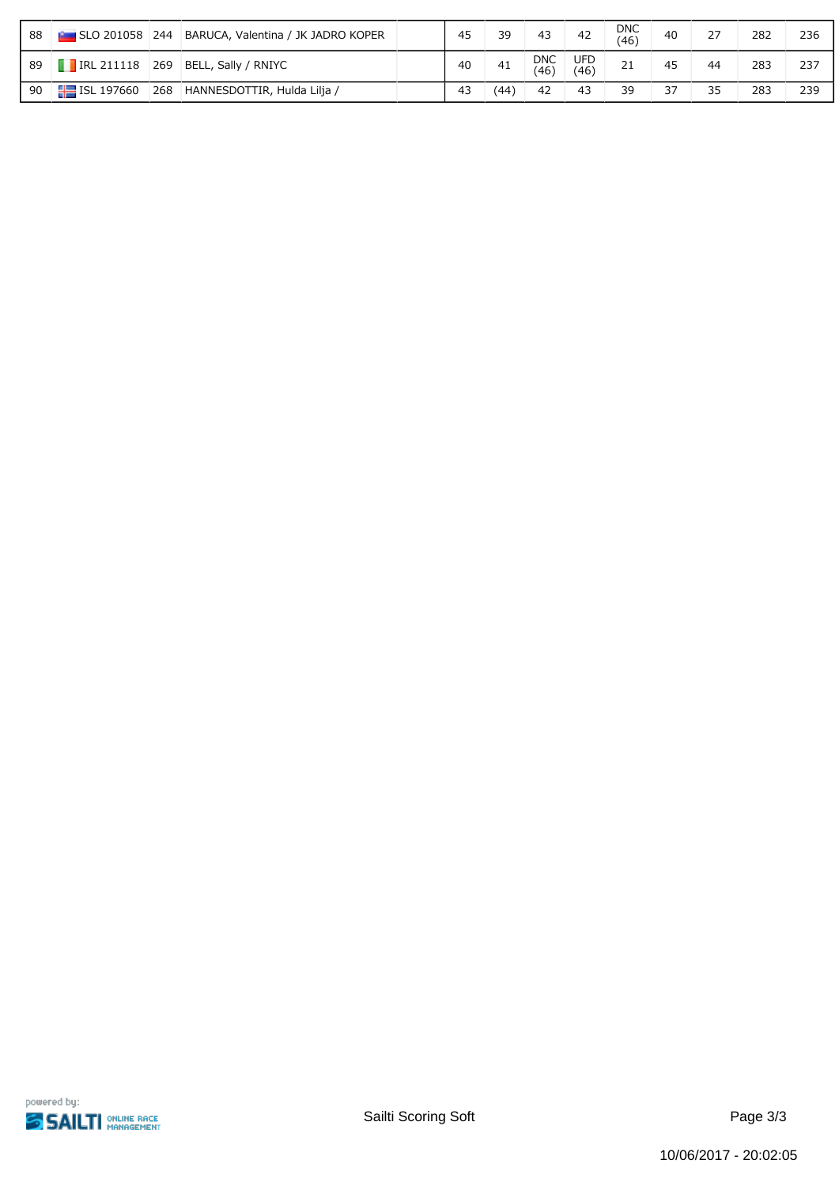| | | | | | | | | | | | | | | |
|---|---|---|---|---|---|---|---|---|---|---|---|---|---|---|
| 88 | SLO 201058 | 244 | BARUCA, Valentina / JK JADRO KOPER | | 45 | 39 | 43 | 42 | DNC (46) | 40 | 27 | 282 | 236 |
| 89 | IRL 211118 | 269 | BELL, Sally / RNIYC | | 40 | 41 | DNC (46) | UFD (46) | 21 | 45 | 44 | 283 | 237 |
| 90 | ISL 197660 | 268 | HANNESDOTTIR, Hulda Lilja / | | 43 | (44) | 42 | 43 | 39 | 37 | 35 | 283 | 239 |

powered by: SAILTI ONLINE RACE MANAGEMENT

Sailti Scoring Soft

10/06/2017 - 20:02:05